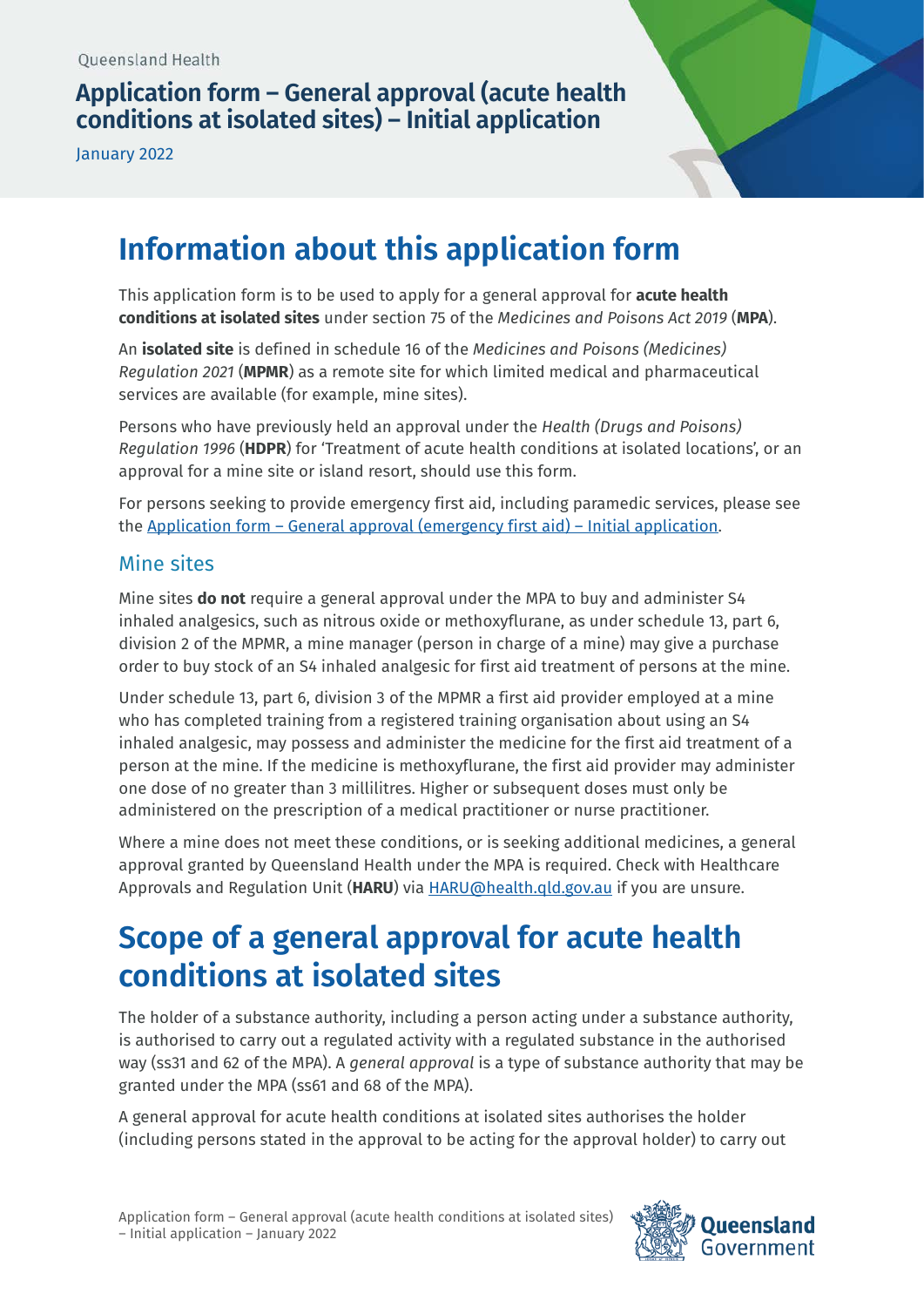Queensland Health

# Application form – General approval (acute health conditions at isolated sites) – Initial application

January 2022

## Information about this application form

This application form is to be used to apply for a general approval for **acute health conditions at isolated sites** under section 75 of the *Medicines and Poisons Act 2019* (**MPA**).

An **isolated site** is defined in schedule 16 of the *Medicines and Poisons (Medicines) Regulation 2021* (**MPMR**) as a remote site for which limited medical and pharmaceutical services are available (for example, mine sites).

Persons who have previously held an approval under the *Health (Drugs and Poisons) Regulation 1996* (**HDPR**) for 'Treatment of acute health conditions at isolated locations', or an approval for a mine site or island resort, should use this form.

For persons seeking to provide emergency first aid, including paramedic services, please see the Application form – General approval (emergency first aid) – Initial application.

### Mine sites

Mine sites **do not** require a general approval under the MPA to buy and administer S4 inhaled analgesics, such as nitrous oxide or methoxyflurane, as under schedule 13, part 6, division 2 of the MPMR, a mine manager (person in charge of a mine) may give a purchase order to buy stock of an S4 inhaled analgesic for first aid treatment of persons at the mine.

Under schedule 13, part 6, division 3 of the MPMR a first aid provider employed at a mine who has completed training from a registered training organisation about using an S4 inhaled analgesic, may possess and administer the medicine for the first aid treatment of a person at the mine. If the medicine is methoxyflurane, the first aid provider may administer one dose of no greater than 3 millilitres. Higher or subsequent doses must only be administered on the prescription of a medical practitioner or nurse practitioner.

Where a mine does not meet these conditions, or is seeking additional medicines, a general approval granted by Queensland Health under the MPA is required. Check with Healthcare Approvals and Regulation Unit (**HARU**) via HARU@health.qld.gov.au if you are unsure.

## Scope of a general approval for acute health conditions at isolated sites

The holder of a substance authority, including a person acting under a substance authority, is authorised to carry out a regulated activity with a regulated substance in the authorised way (ss31 and 62 of the MPA). A *general approval* is a type of substance authority that may be granted under the MPA (ss61 and 68 of the MPA).

A general approval for acute health conditions at isolated sites authorises the holder (including persons stated in the approval to be acting for the approval holder) to carry out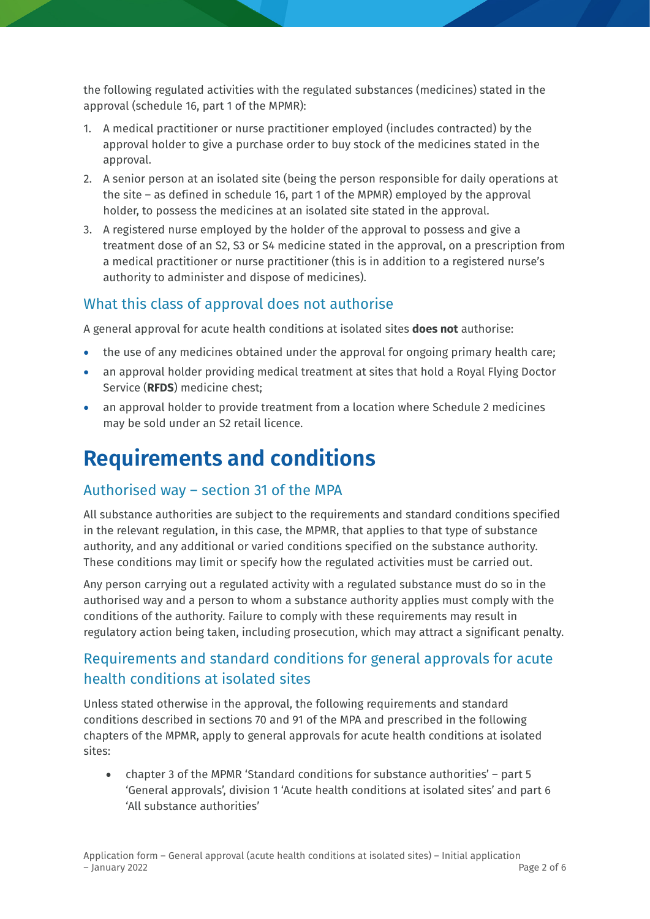the following regulated activities with the regulated substances (medicines) stated in the approval (schedule 16, part 1 of the MPMR):

1. A medical practitioner or nurse practitioner employed (includes contracted) by the approval holder to give a purchase order to buy stock of the medicines stated in the approval.
2. A senior person at an isolated site (being the person responsible for daily operations at the site – as defined in schedule 16, part 1 of the MPMR) employed by the approval holder, to possess the medicines at an isolated site stated in the approval.
3. A registered nurse employed by the holder of the approval to possess and give a treatment dose of an S2, S3 or S4 medicine stated in the approval, on a prescription from a medical practitioner or nurse practitioner (this is in addition to a registered nurse's authority to administer and dispose of medicines).

### What this class of approval does not authorise

A general approval for acute health conditions at isolated sites **does not** authorise:

- the use of any medicines obtained under the approval for ongoing primary health care;
- an approval holder providing medical treatment at sites that hold a Royal Flying Doctor Service (**RFDS**) medicine chest;
- an approval holder to provide treatment from a location where Schedule 2 medicines may be sold under an S2 retail licence.

## Requirements and conditions

### Authorised way – section 31 of the MPA

All substance authorities are subject to the requirements and standard conditions specified in the relevant regulation, in this case, the MPMR, that applies to that type of substance authority, and any additional or varied conditions specified on the substance authority. These conditions may limit or specify how the regulated activities must be carried out.

Any person carrying out a regulated activity with a regulated substance must do so in the authorised way and a person to whom a substance authority applies must comply with the conditions of the authority. Failure to comply with these requirements may result in regulatory action being taken, including prosecution, which may attract a significant penalty.

### Requirements and standard conditions for general approvals for acute health conditions at isolated sites

Unless stated otherwise in the approval, the following requirements and standard conditions described in sections 70 and 91 of the MPA and prescribed in the following chapters of the MPMR, apply to general approvals for acute health conditions at isolated sites:

- chapter 3 of the MPMR 'Standard conditions for substance authorities' – part 5 'General approvals', division 1 'Acute health conditions at isolated sites' and part 6 'All substance authorities'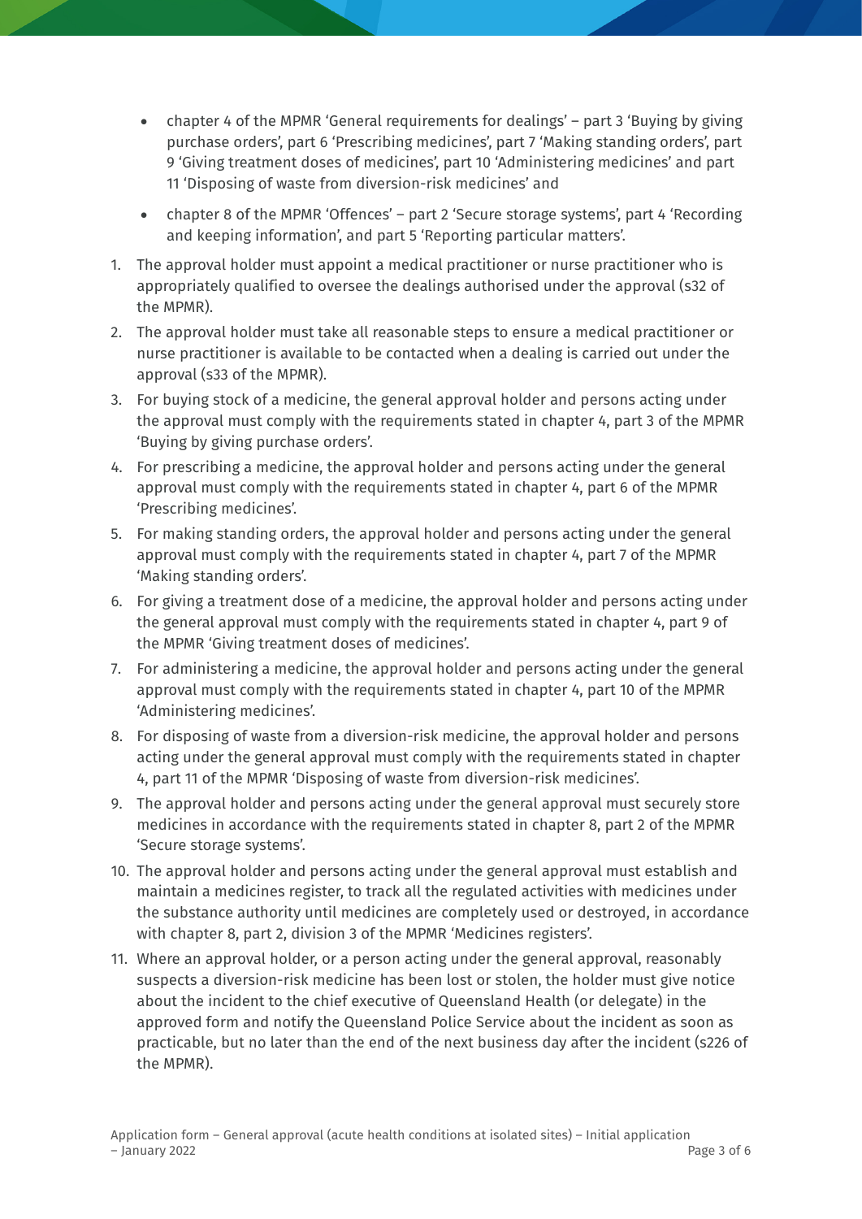- chapter 4 of the MPMR 'General requirements for dealings' – part 3 'Buying by giving purchase orders', part 6 'Prescribing medicines', part 7 'Making standing orders', part 9 'Giving treatment doses of medicines', part 10 'Administering medicines' and part 11 'Disposing of waste from diversion-risk medicines' and
- chapter 8 of the MPMR 'Offences' – part 2 'Secure storage systems', part 4 'Recording and keeping information', and part 5 'Reporting particular matters'.

1. The approval holder must appoint a medical practitioner or nurse practitioner who is appropriately qualified to oversee the dealings authorised under the approval (s32 of the MPMR).
2. The approval holder must take all reasonable steps to ensure a medical practitioner or nurse practitioner is available to be contacted when a dealing is carried out under the approval (s33 of the MPMR).
3. For buying stock of a medicine, the general approval holder and persons acting under the approval must comply with the requirements stated in chapter 4, part 3 of the MPMR 'Buying by giving purchase orders'.
4. For prescribing a medicine, the approval holder and persons acting under the general approval must comply with the requirements stated in chapter 4, part 6 of the MPMR 'Prescribing medicines'.
5. For making standing orders, the approval holder and persons acting under the general approval must comply with the requirements stated in chapter 4, part 7 of the MPMR 'Making standing orders'.
6. For giving a treatment dose of a medicine, the approval holder and persons acting under the general approval must comply with the requirements stated in chapter 4, part 9 of the MPMR 'Giving treatment doses of medicines'.
7. For administering a medicine, the approval holder and persons acting under the general approval must comply with the requirements stated in chapter 4, part 10 of the MPMR 'Administering medicines'.
8. For disposing of waste from a diversion-risk medicine, the approval holder and persons acting under the general approval must comply with the requirements stated in chapter 4, part 11 of the MPMR 'Disposing of waste from diversion-risk medicines'.
9. The approval holder and persons acting under the general approval must securely store medicines in accordance with the requirements stated in chapter 8, part 2 of the MPMR 'Secure storage systems'.
10. The approval holder and persons acting under the general approval must establish and maintain a medicines register, to track all the regulated activities with medicines under the substance authority until medicines are completely used or destroyed, in accordance with chapter 8, part 2, division 3 of the MPMR 'Medicines registers'.
11. Where an approval holder, or a person acting under the general approval, reasonably suspects a diversion-risk medicine has been lost or stolen, the holder must give notice about the incident to the chief executive of Queensland Health (or delegate) in the approved form and notify the Queensland Police Service about the incident as soon as practicable, but no later than the end of the next business day after the incident (s226 of the MPMR).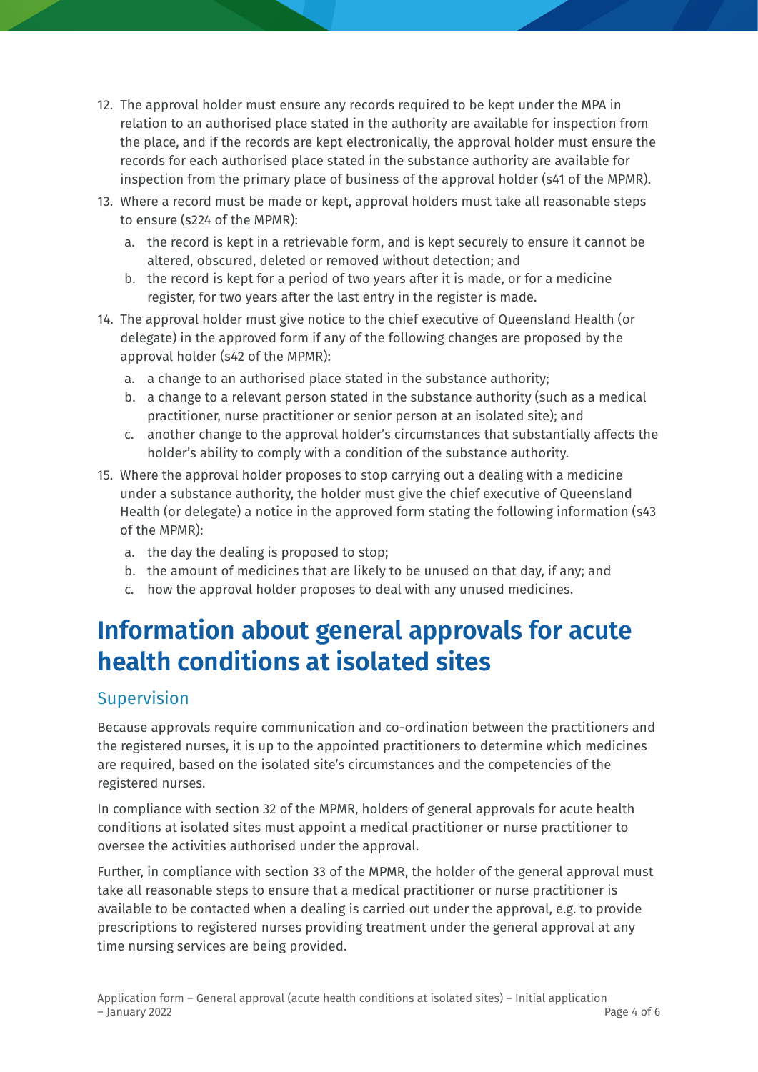12. The approval holder must ensure any records required to be kept under the MPA in relation to an authorised place stated in the authority are available for inspection from the place, and if the records are kept electronically, the approval holder must ensure the records for each authorised place stated in the substance authority are available for inspection from the primary place of business of the approval holder (s41 of the MPMR).
13. Where a record must be made or kept, approval holders must take all reasonable steps to ensure (s224 of the MPMR):
    a. the record is kept in a retrievable form, and is kept securely to ensure it cannot be altered, obscured, deleted or removed without detection; and
    b. the record is kept for a period of two years after it is made, or for a medicine register, for two years after the last entry in the register is made.
14. The approval holder must give notice to the chief executive of Queensland Health (or delegate) in the approved form if any of the following changes are proposed by the approval holder (s42 of the MPMR):
    a. a change to an authorised place stated in the substance authority;
    b. a change to a relevant person stated in the substance authority (such as a medical practitioner, nurse practitioner or senior person at an isolated site); and
    c. another change to the approval holder's circumstances that substantially affects the holder's ability to comply with a condition of the substance authority.
15. Where the approval holder proposes to stop carrying out a dealing with a medicine under a substance authority, the holder must give the chief executive of Queensland Health (or delegate) a notice in the approved form stating the following information (s43 of the MPMR):
    a. the day the dealing is proposed to stop;
    b. the amount of medicines that are likely to be unused on that day, if any; and
    c. how the approval holder proposes to deal with any unused medicines.

# Information about general approvals for acute health conditions at isolated sites

## Supervision

Because approvals require communication and co-ordination between the practitioners and the registered nurses, it is up to the appointed practitioners to determine which medicines are required, based on the isolated site's circumstances and the competencies of the registered nurses.

In compliance with section 32 of the MPMR, holders of general approvals for acute health conditions at isolated sites must appoint a medical practitioner or nurse practitioner to oversee the activities authorised under the approval.

Further, in compliance with section 33 of the MPMR, the holder of the general approval must take all reasonable steps to ensure that a medical practitioner or nurse practitioner is available to be contacted when a dealing is carried out under the approval, e.g. to provide prescriptions to registered nurses providing treatment under the general approval at any time nursing services are being provided.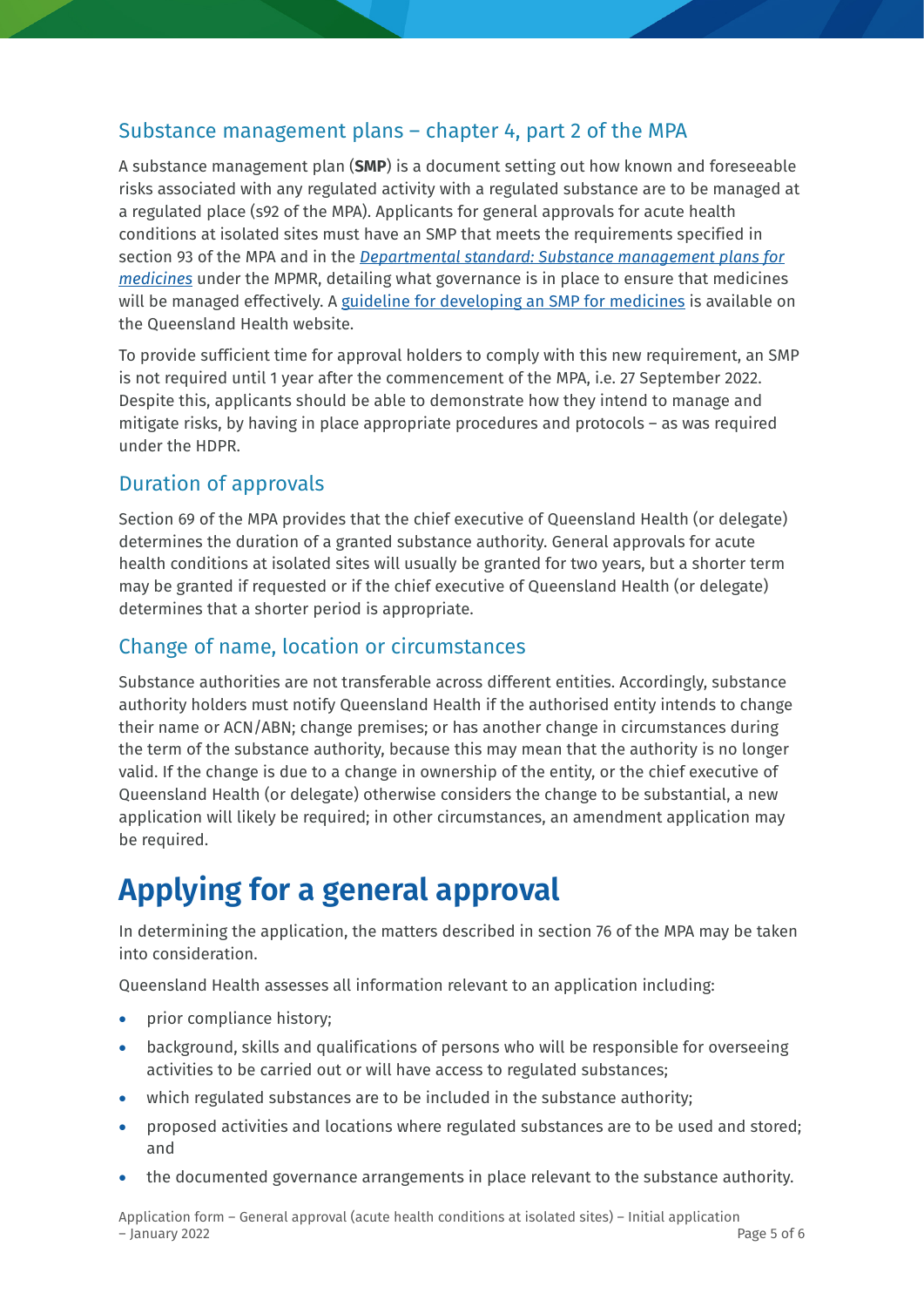## Substance management plans – chapter 4, part 2 of the MPA

A substance management plan (**SMP**) is a document setting out how known and foreseeable risks associated with any regulated activity with a regulated substance are to be managed at a regulated place (s92 of the MPA). Applicants for general approvals for acute health conditions at isolated sites must have an SMP that meets the requirements specified in section 93 of the MPA and in the *Departmental standard: Substance management plans for medicines* under the MPMR, detailing what governance is in place to ensure that medicines will be managed effectively. A guideline for developing an SMP for medicines is available on the Queensland Health website.

To provide sufficient time for approval holders to comply with this new requirement, an SMP is not required until 1 year after the commencement of the MPA, i.e. 27 September 2022. Despite this, applicants should be able to demonstrate how they intend to manage and mitigate risks, by having in place appropriate procedures and protocols – as was required under the HDPR.

## Duration of approvals

Section 69 of the MPA provides that the chief executive of Queensland Health (or delegate) determines the duration of a granted substance authority. General approvals for acute health conditions at isolated sites will usually be granted for two years, but a shorter term may be granted if requested or if the chief executive of Queensland Health (or delegate) determines that a shorter period is appropriate.

## Change of name, location or circumstances

Substance authorities are not transferable across different entities. Accordingly, substance authority holders must notify Queensland Health if the authorised entity intends to change their name or ACN/ABN; change premises; or has another change in circumstances during the term of the substance authority, because this may mean that the authority is no longer valid. If the change is due to a change in ownership of the entity, or the chief executive of Queensland Health (or delegate) otherwise considers the change to be substantial, a new application will likely be required; in other circumstances, an amendment application may be required.

# Applying for a general approval

In determining the application, the matters described in section 76 of the MPA may be taken into consideration.

Queensland Health assesses all information relevant to an application including:

- prior compliance history;
- background, skills and qualifications of persons who will be responsible for overseeing activities to be carried out or will have access to regulated substances;
- which regulated substances are to be included in the substance authority;
- proposed activities and locations where regulated substances are to be used and stored; and
- the documented governance arrangements in place relevant to the substance authority.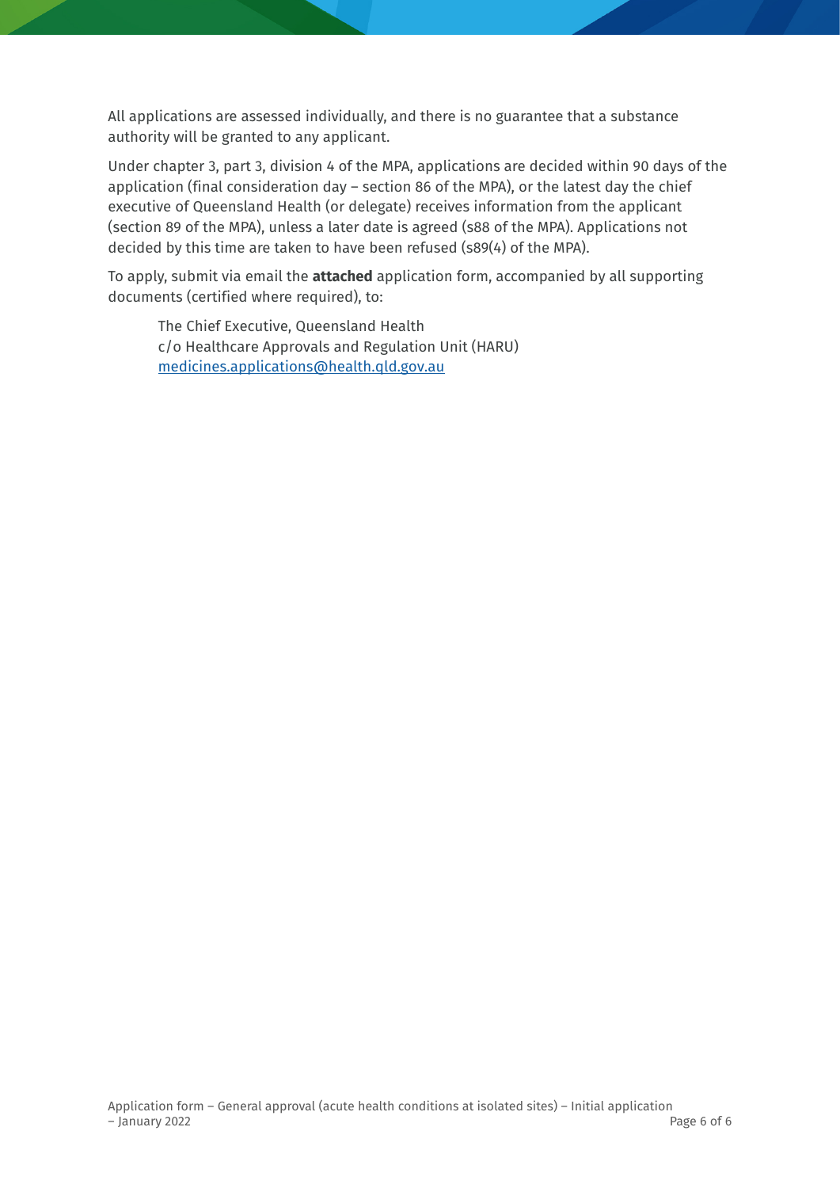All applications are assessed individually, and there is no guarantee that a substance authority will be granted to any applicant.

Under chapter 3, part 3, division 4 of the MPA, applications are decided within 90 days of the application (final consideration day – section 86 of the MPA), or the latest day the chief executive of Queensland Health (or delegate) receives information from the applicant (section 89 of the MPA), unless a later date is agreed (s88 of the MPA). Applications not decided by this time are taken to have been refused (s89(4) of the MPA).

To apply, submit via email the **attached** application form, accompanied by all supporting documents (certified where required), to:

> The Chief Executive, Queensland Health
> c/o Healthcare Approvals and Regulation Unit (HARU)
> medicines.applications@health.qld.gov.au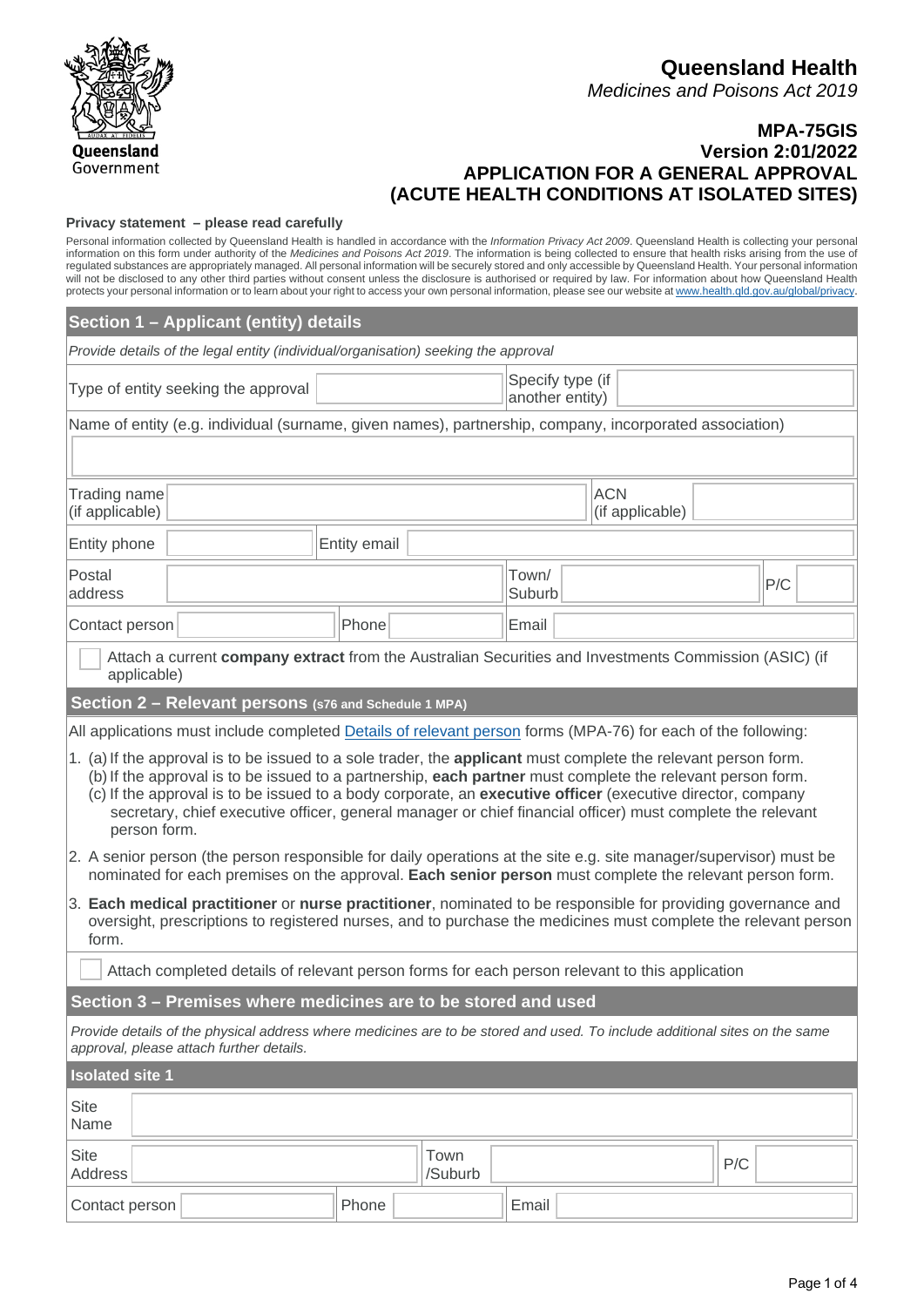Queensland Government

# Queensland Health

*Medicines and Poisons Act 2019*

## MPA-75GIS
## Version 2:01/2022
## APPLICATION FOR A GENERAL APPROVAL (ACUTE HEALTH CONDITIONS AT ISOLATED SITES)

**Privacy statement – please read carefully**

Personal information collected by Queensland Health is handled in accordance with the *Information Privacy Act 2009*. Queensland Health is collecting your personal information on this form under authority of the *Medicines and Poisons Act 2019*. The information is being collected to ensure that health risks arising from the use of regulated substances are appropriately managed. All personal information will be securely stored and only accessible by Queensland Health. Your personal information will not be disclosed to any other third parties without consent unless the disclosure is authorised or required by law. For information about how Queensland Health protects your personal information or to learn about your right to access your own personal information, please see our website at www.health.qld.gov.au/global/privacy.

## Section 1 – Applicant (entity) details

*Provide details of the legal entity (individual/organisation) seeking the approval*

| Type of entity seeking the approval | | Specify type (if another entity) | |
|---|---|---|---|

Name of entity (e.g. individual (surname, given names), partnership, company, incorporated association)

| Trading name (if applicable) | | ACN (if applicable) | | | |
|---|---|---|---|---|---|
| Entity phone | | Entity email | | | |
| Postal address | | Town/ Suburb | | P/C | |
| Contact person | | Phone | | Email | |

☐ Attach a current **company extract** from the Australian Securities and Investments Commission (ASIC) (if applicable)

## Section 2 – Relevant persons (s76 and Schedule 1 MPA)

All applications must include completed Details of relevant person forms (MPA-76) for each of the following:

1. (a) If the approval is to be issued to a sole trader, the **applicant** must complete the relevant person form.
   (b) If the approval is to be issued to a partnership, **each partner** must complete the relevant person form.
   (c) If the approval is to be issued to a body corporate, an **executive officer** (executive director, company secretary, chief executive officer, general manager or chief financial officer) must complete the relevant person form.
2. A senior person (the person responsible for daily operations at the site e.g. site manager/supervisor) must be nominated for each premises on the approval. **Each senior person** must complete the relevant person form.
3. **Each medical practitioner** or **nurse practitioner**, nominated to be responsible for providing governance and oversight, prescriptions to registered nurses, and to purchase the medicines must complete the relevant person form.

☐ Attach completed details of relevant person forms for each person relevant to this application

## Section 3 – Premises where medicines are to be stored and used

*Provide details of the physical address where medicines are to be stored and used. To include additional sites on the same approval, please attach further details.*

### Isolated site 1

| Site Name | | | | | |
|---|---|---|---|---|---|
| Site Address | | Town /Suburb | | P/C | |
| Contact person | | Phone | | Email | |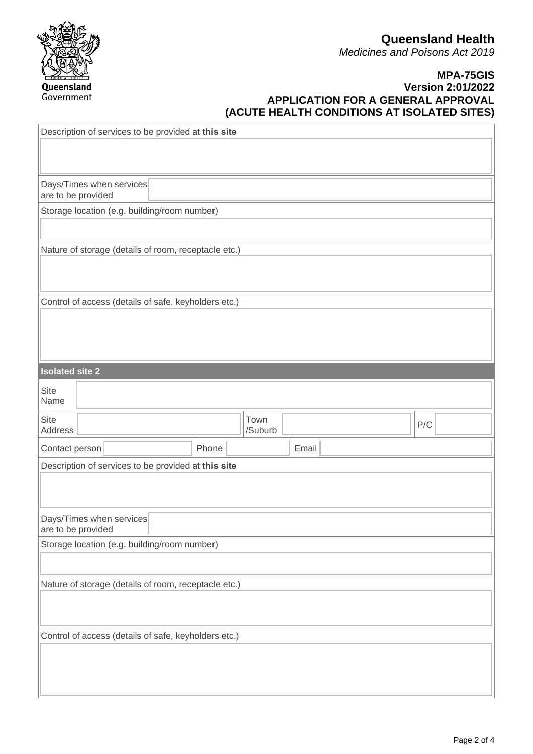**Queensland Health**
*Medicines and Poisons Act 2019*

**MPA-75GIS**
**Version 2:01/2022**
**APPLICATION FOR A GENERAL APPROVAL (ACUTE HEALTH CONDITIONS AT ISOLATED SITES)**

| Description of services to be provided at **this site** |
|---|
| |

| Days/Times when services are to be provided | |
|---|---|

| Storage location (e.g. building/room number) |
|---|
| |

| Nature of storage (details of room, receptacle etc.) |
|---|
| |

| Control of access (details of safe, keyholders etc.) |
|---|
| |

**Isolated site 2**

| Site Name | |
|---|---|

| Site Address | | Town /Suburb | | P/C | |
|---|---|---|---|---|---|

| Contact person | | Phone | | Email | |
|---|---|---|---|---|---|

| Description of services to be provided at **this site** |
|---|
| |

| Days/Times when services are to be provided | |
|---|---|

| Storage location (e.g. building/room number) |
|---|
| |

| Nature of storage (details of room, receptacle etc.) |
|---|
| |

| Control of access (details of safe, keyholders etc.) |
|---|
| |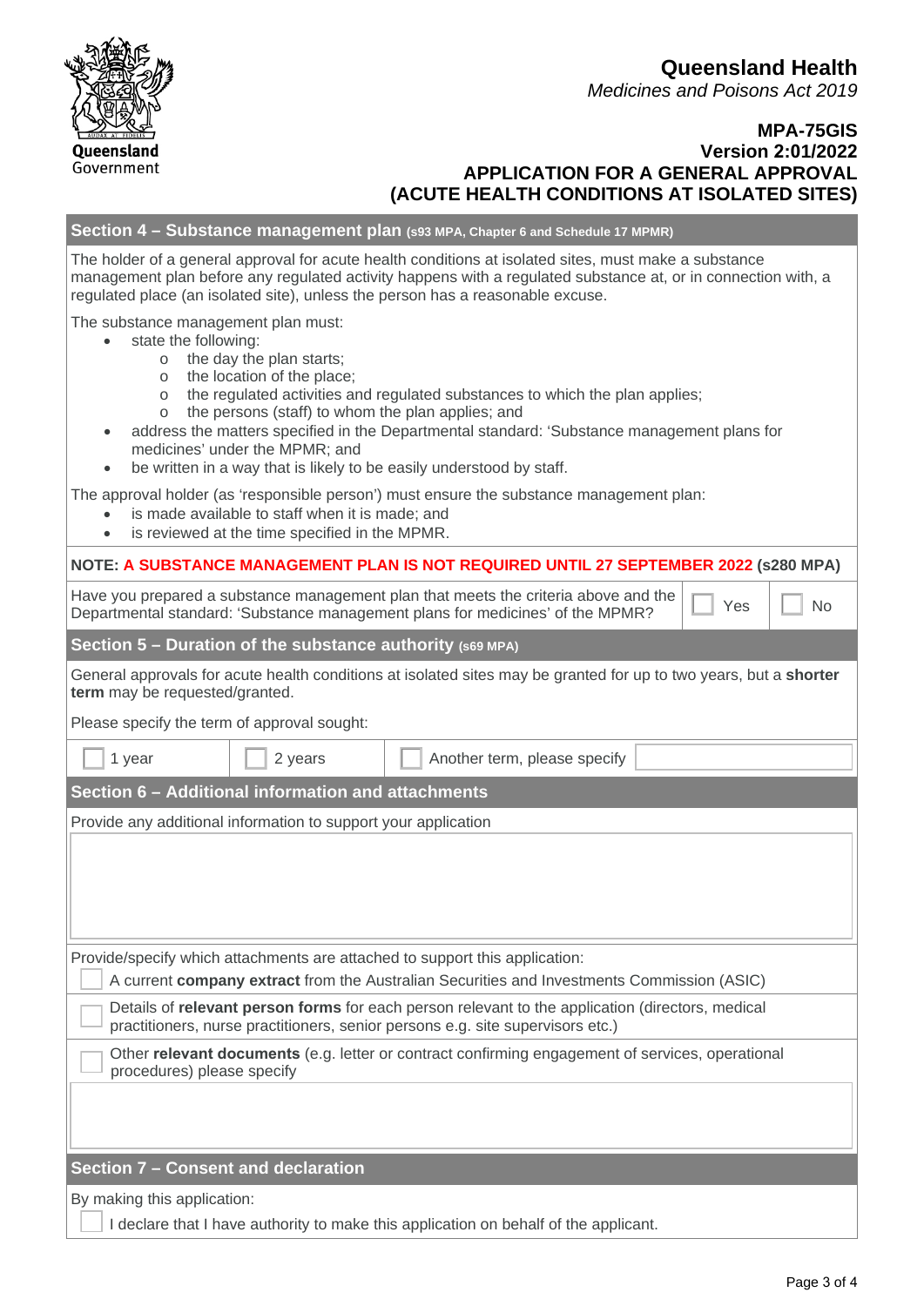Queensland Government

**Queensland Health**

*Medicines and Poisons Act 2019*

**MPA-75GIS**
**Version 2:01/2022**
**APPLICATION FOR A GENERAL APPROVAL (ACUTE HEALTH CONDITIONS AT ISOLATED SITES)**

## Section 4 – Substance management plan (s93 MPA, Chapter 6 and Schedule 17 MPMR)

The holder of a general approval for acute health conditions at isolated sites, must make a substance management plan before any regulated activity happens with a regulated substance at, or in connection with, a regulated place (an isolated site), unless the person has a reasonable excuse.

The substance management plan must:

- state the following:
  - the day the plan starts;
  - the location of the place;
  - the regulated activities and regulated substances to which the plan applies;
  - the persons (staff) to whom the plan applies; and
- address the matters specified in the Departmental standard: 'Substance management plans for medicines' under the MPMR; and
- be written in a way that is likely to be easily understood by staff.

The approval holder (as 'responsible person') must ensure the substance management plan:

- is made available to staff when it is made; and
- is reviewed at the time specified in the MPMR.

**NOTE: A SUBSTANCE MANAGEMENT PLAN IS NOT REQUIRED UNTIL 27 SEPTEMBER 2022 (s280 MPA)**

Have you prepared a substance management plan that meets the criteria above and the Departmental standard: 'Substance management plans for medicines' of the MPMR? ☐ Yes ☐ No

## Section 5 – Duration of the substance authority (s69 MPA)

General approvals for acute health conditions at isolated sites may be granted for up to two years, but a **shorter term** may be requested/granted.

Please specify the term of approval sought:

☐ 1 year ☐ 2 years ☐ Another term, please specify ____________

## Section 6 – Additional information and attachments

Provide any additional information to support your application

____________

Provide/specify which attachments are attached to support this application:

☐ A current **company extract** from the Australian Securities and Investments Commission (ASIC)

☐ Details of **relevant person forms** for each person relevant to the application (directors, medical practitioners, nurse practitioners, senior persons e.g. site supervisors etc.)

☐ Other **relevant documents** (e.g. letter or contract confirming engagement of services, operational procedures) please specify

____________

## Section 7 – Consent and declaration

By making this application:

☐ I declare that I have authority to make this application on behalf of the applicant.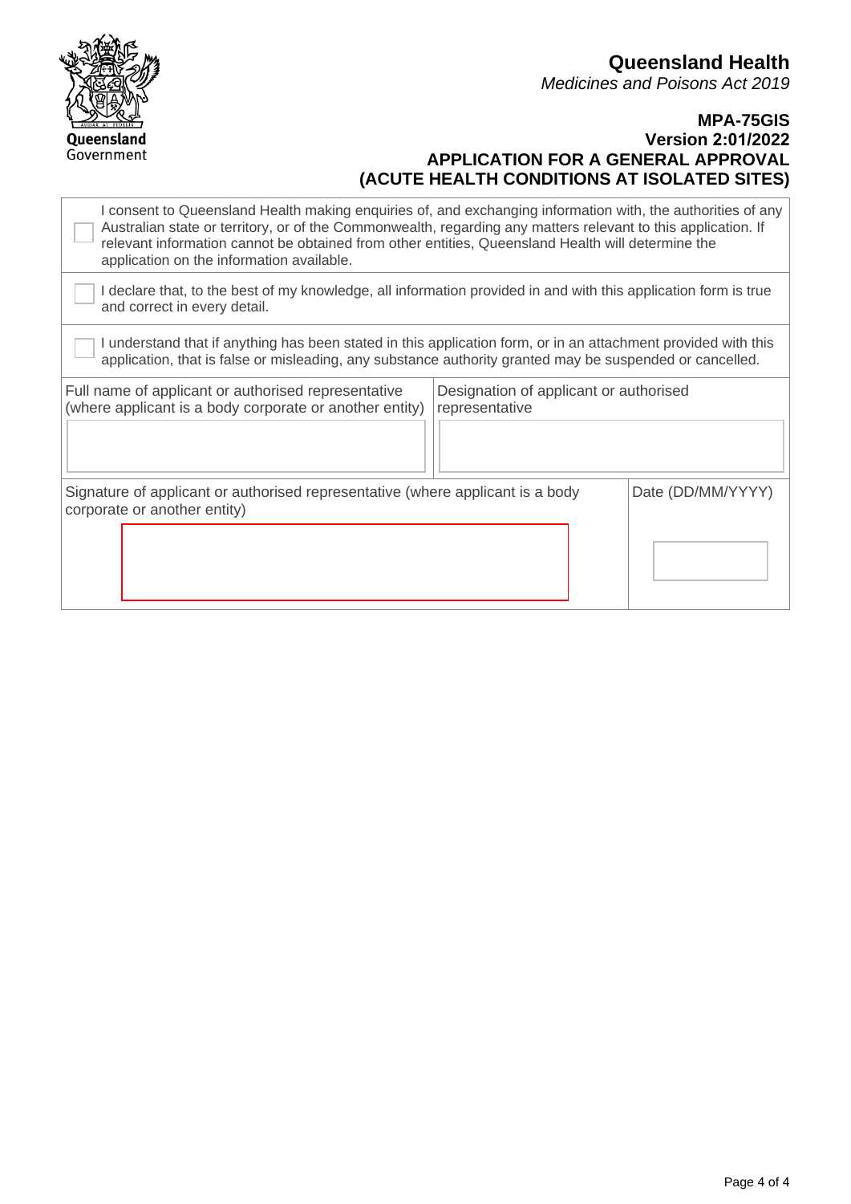**Queensland Health**

*Medicines and Poisons Act 2019*

**MPA-75GIS**
**Version 2:01/2022**
**APPLICATION FOR A GENERAL APPROVAL (ACUTE HEALTH CONDITIONS AT ISOLATED SITES)**

- [ ] I consent to Queensland Health making enquiries of, and exchanging information with, the authorities of any Australian state or territory, or of the Commonwealth, regarding any matters relevant to this application. If relevant information cannot be obtained from other entities, Queensland Health will determine the application on the information available.

- [ ] I declare that, to the best of my knowledge, all information provided in and with this application form is true and correct in every detail.

- [ ] I understand that if anything has been stated in this application form, or in an attachment provided with this application, that is false or misleading, any substance authority granted may be suspended or cancelled.

| Full name of applicant or authorised representative (where applicant is a body corporate or another entity) | Designation of applicant or authorised representative |
|---|---|
| | |

| Signature of applicant or authorised representative (where applicant is a body corporate or another entity) | Date (DD/MM/YYYY) |
|---|---|
| | |